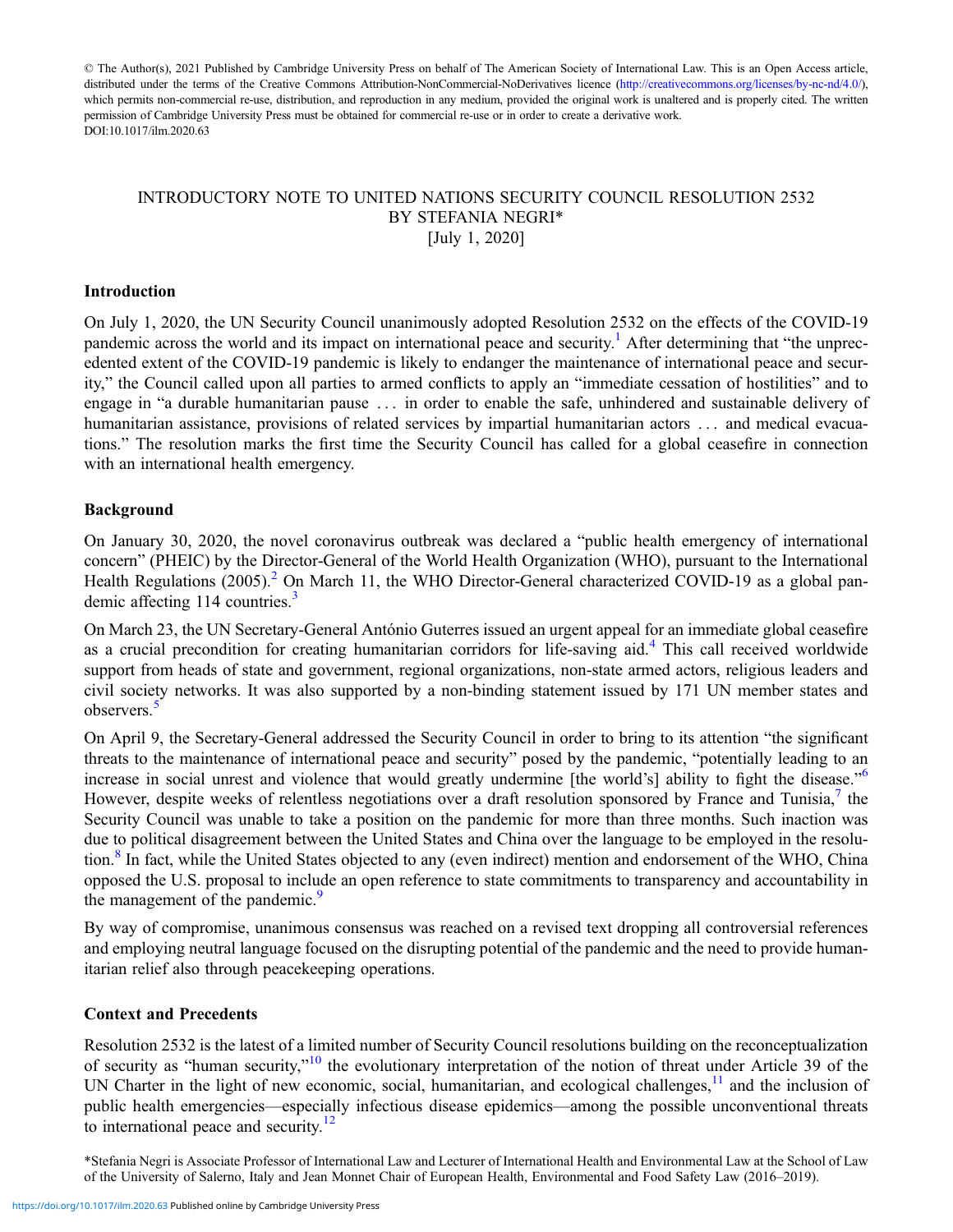© The Author(s), 2021 Published by Cambridge University Press on behalf of The American Society of International Law. This is an Open Access article, distributed under the terms of the Creative Commons Attribution-NonCommercial-NoDerivatives licence (http://creativecommons.org/licenses/by-nc-nd/4.0/), which permits non-commercial re-use, distribution, and reproduction in any medium, provided the original work is unaltered and is properly cited. The written permission of Cambridge University Press must be obtained for commercial re-use or in order to create a derivative work.
DOI:10.1017/ilm.2020.63

# INTRODUCTORY NOTE TO UNITED NATIONS SECURITY COUNCIL RESOLUTION 2532 BY STEFANIA NEGRI*
[July 1, 2020]

## Introduction

On July 1, 2020, the UN Security Council unanimously adopted Resolution 2532 on the effects of the COVID-19 pandemic across the world and its impact on international peace and security.[1] After determining that "the unprecedented extent of the COVID-19 pandemic is likely to endanger the maintenance of international peace and security," the Council called upon all parties to armed conflicts to apply an "immediate cessation of hostilities" and to engage in "a durable humanitarian pause . . . in order to enable the safe, unhindered and sustainable delivery of humanitarian assistance, provisions of related services by impartial humanitarian actors . . . and medical evacuations." The resolution marks the first time the Security Council has called for a global ceasefire in connection with an international health emergency.

## Background

On January 30, 2020, the novel coronavirus outbreak was declared a "public health emergency of international concern" (PHEIC) by the Director-General of the World Health Organization (WHO), pursuant to the International Health Regulations (2005).[2] On March 11, the WHO Director-General characterized COVID-19 as a global pandemic affecting 114 countries.[3]

On March 23, the UN Secretary-General António Guterres issued an urgent appeal for an immediate global ceasefire as a crucial precondition for creating humanitarian corridors for life-saving aid.[4] This call received worldwide support from heads of state and government, regional organizations, non-state armed actors, religious leaders and civil society networks. It was also supported by a non-binding statement issued by 171 UN member states and observers.[5]

On April 9, the Secretary-General addressed the Security Council in order to bring to its attention "the significant threats to the maintenance of international peace and security" posed by the pandemic, "potentially leading to an increase in social unrest and violence that would greatly undermine [the world's] ability to fight the disease."[6] However, despite weeks of relentless negotiations over a draft resolution sponsored by France and Tunisia,[7] the Security Council was unable to take a position on the pandemic for more than three months. Such inaction was due to political disagreement between the United States and China over the language to be employed in the resolution.[8] In fact, while the United States objected to any (even indirect) mention and endorsement of the WHO, China opposed the U.S. proposal to include an open reference to state commitments to transparency and accountability in the management of the pandemic.[9]

By way of compromise, unanimous consensus was reached on a revised text dropping all controversial references and employing neutral language focused on the disrupting potential of the pandemic and the need to provide humanitarian relief also through peacekeeping operations.

## Context and Precedents

Resolution 2532 is the latest of a limited number of Security Council resolutions building on the reconceptualization of security as "human security,"[10] the evolutionary interpretation of the notion of threat under Article 39 of the UN Charter in the light of new economic, social, humanitarian, and ecological challenges,[11] and the inclusion of public health emergencies—especially infectious disease epidemics—among the possible unconventional threats to international peace and security.[12]

*Stefania Negri is Associate Professor of International Law and Lecturer of International Health and Environmental Law at the School of Law of the University of Salerno, Italy and Jean Monnet Chair of European Health, Environmental and Food Safety Law (2016–2019).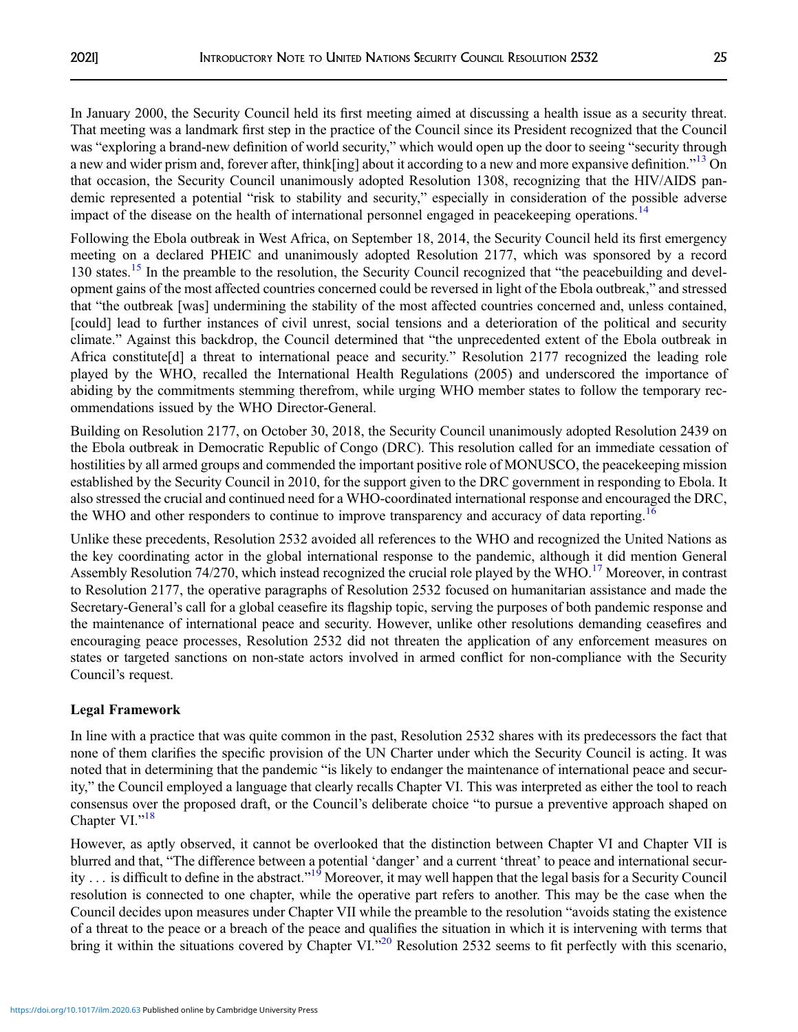In January 2000, the Security Council held its first meeting aimed at discussing a health issue as a security threat. That meeting was a landmark first step in the practice of the Council since its President recognized that the Council was "exploring a brand-new definition of world security," which would open up the door to seeing "security through a new and wider prism and, forever after, think[ing] about it according to a new and more expansive definition."[13] On that occasion, the Security Council unanimously adopted Resolution 1308, recognizing that the HIV/AIDS pandemic represented a potential "risk to stability and security," especially in consideration of the possible adverse impact of the disease on the health of international personnel engaged in peacekeeping operations.[14]

Following the Ebola outbreak in West Africa, on September 18, 2014, the Security Council held its first emergency meeting on a declared PHEIC and unanimously adopted Resolution 2177, which was sponsored by a record 130 states.[15] In the preamble to the resolution, the Security Council recognized that "the peacebuilding and development gains of the most affected countries concerned could be reversed in light of the Ebola outbreak," and stressed that "the outbreak [was] undermining the stability of the most affected countries concerned and, unless contained, [could] lead to further instances of civil unrest, social tensions and a deterioration of the political and security climate." Against this backdrop, the Council determined that "the unprecedented extent of the Ebola outbreak in Africa constitute[d] a threat to international peace and security." Resolution 2177 recognized the leading role played by the WHO, recalled the International Health Regulations (2005) and underscored the importance of abiding by the commitments stemming therefrom, while urging WHO member states to follow the temporary recommendations issued by the WHO Director-General.

Building on Resolution 2177, on October 30, 2018, the Security Council unanimously adopted Resolution 2439 on the Ebola outbreak in Democratic Republic of Congo (DRC). This resolution called for an immediate cessation of hostilities by all armed groups and commended the important positive role of MONUSCO, the peacekeeping mission established by the Security Council in 2010, for the support given to the DRC government in responding to Ebola. It also stressed the crucial and continued need for a WHO-coordinated international response and encouraged the DRC, the WHO and other responders to continue to improve transparency and accuracy of data reporting.[16]

Unlike these precedents, Resolution 2532 avoided all references to the WHO and recognized the United Nations as the key coordinating actor in the global international response to the pandemic, although it did mention General Assembly Resolution 74/270, which instead recognized the crucial role played by the WHO.[17] Moreover, in contrast to Resolution 2177, the operative paragraphs of Resolution 2532 focused on humanitarian assistance and made the Secretary-General's call for a global ceasefire its flagship topic, serving the purposes of both pandemic response and the maintenance of international peace and security. However, unlike other resolutions demanding ceasefires and encouraging peace processes, Resolution 2532 did not threaten the application of any enforcement measures on states or targeted sanctions on non-state actors involved in armed conflict for non-compliance with the Security Council's request.

**Legal Framework**

In line with a practice that was quite common in the past, Resolution 2532 shares with its predecessors the fact that none of them clarifies the specific provision of the UN Charter under which the Security Council is acting. It was noted that in determining that the pandemic "is likely to endanger the maintenance of international peace and security," the Council employed a language that clearly recalls Chapter VI. This was interpreted as either the tool to reach consensus over the proposed draft, or the Council's deliberate choice "to pursue a preventive approach shaped on Chapter VI."[18]

However, as aptly observed, it cannot be overlooked that the distinction between Chapter VI and Chapter VII is blurred and that, "The difference between a potential 'danger' and a current 'threat' to peace and international security . . . is difficult to define in the abstract."[19] Moreover, it may well happen that the legal basis for a Security Council resolution is connected to one chapter, while the operative part refers to another. This may be the case when the Council decides upon measures under Chapter VII while the preamble to the resolution "avoids stating the existence of a threat to the peace or a breach of the peace and qualifies the situation in which it is intervening with terms that bring it within the situations covered by Chapter VI."[20] Resolution 2532 seems to fit perfectly with this scenario,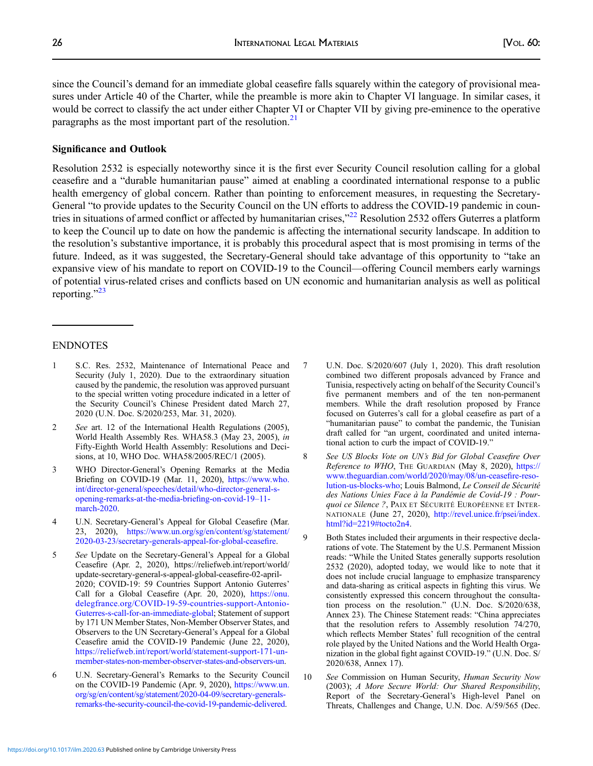since the Council's demand for an immediate global ceasefire falls squarely within the category of provisional measures under Article 40 of the Charter, while the preamble is more akin to Chapter VI language. In similar cases, it would be correct to classify the act under either Chapter VI or Chapter VII by giving pre-eminence to the operative paragraphs as the most important part of the resolution.[21]

### Significance and Outlook

Resolution 2532 is especially noteworthy since it is the first ever Security Council resolution calling for a global ceasefire and a "durable humanitarian pause" aimed at enabling a coordinated international response to a public health emergency of global concern. Rather than pointing to enforcement measures, in requesting the Secretary-General "to provide updates to the Security Council on the UN efforts to address the COVID-19 pandemic in countries in situations of armed conflict or affected by humanitarian crises,"[22] Resolution 2532 offers Guterres a platform to keep the Council up to date on how the pandemic is affecting the international security landscape. In addition to the resolution's substantive importance, it is probably this procedural aspect that is most promising in terms of the future. Indeed, as it was suggested, the Secretary-General should take advantage of this opportunity to "take an expansive view of his mandate to report on COVID-19 to the Council—offering Council members early warnings of potential virus-related crises and conflicts based on UN economic and humanitarian analysis as well as political reporting."[23]

---

ENDNOTES

1 S.C. Res. 2532, Maintenance of International Peace and Security (July 1, 2020). Due to the extraordinary situation caused by the pandemic, the resolution was approved pursuant to the special written voting procedure indicated in a letter of the Security Council's Chinese President dated March 27, 2020 (U.N. Doc. S/2020/253, Mar. 31, 2020).

2 *See* art. 12 of the International Health Regulations (2005), World Health Assembly Res. WHA58.3 (May 23, 2005), *in* Fifty-Eighth World Health Assembly: Resolutions and Decisions, at 10, WHO Doc. WHA58/2005/REC/1 (2005).

3 WHO Director-General's Opening Remarks at the Media Briefing on COVID-19 (Mar. 11, 2020), https://www.who.int/director-general/speeches/detail/who-director-general-s-opening-remarks-at-the-media-briefing-on-covid-19–11-march-2020.

4 U.N. Secretary-General's Appeal for Global Ceasefire (Mar. 23, 2020), https://www.un.org/sg/en/content/sg/statement/2020-03-23/secretary-generals-appeal-for-global-ceasefire.

5 *See* Update on the Secretary-General's Appeal for a Global Ceasefire (Apr. 2, 2020), https://reliefweb.int/report/world/update-secretary-general-s-appeal-global-ceasefire-02-april-2020; COVID-19: 59 Countries Support Antonio Guterres' Call for a Global Ceasefire (Apr. 20, 2020), https://onu.delegfrance.org/COVID-19-59-countries-support-Antonio-Guterres-s-call-for-an-immediate-global; Statement of support by 171 UN Member States, Non-Member Observer States, and Observers to the UN Secretary-General's Appeal for a Global Ceasefire amid the COVID-19 Pandemic (June 22, 2020), https://reliefweb.int/report/world/statement-support-171-un-member-states-non-member-observer-states-and-observers-un.

6 U.N. Secretary-General's Remarks to the Security Council on the COVID-19 Pandemic (Apr. 9, 2020), https://www.un.org/sg/en/content/sg/statement/2020-04-09/secretary-generals-remarks-the-security-council-the-covid-19-pandemic-delivered.

7 U.N. Doc. S/2020/607 (July 1, 2020). This draft resolution combined two different proposals advanced by France and Tunisia, respectively acting on behalf of the Security Council's five permanent members and of the ten non-permanent members. While the draft resolution proposed by France focused on Guterres's call for a global ceasefire as part of a "humanitarian pause" to combat the pandemic, the Tunisian draft called for "an urgent, coordinated and united international action to curb the impact of COVID-19."

8 *See US Blocks Vote on UN's Bid for Global Ceasefire Over Reference to WHO*, THE GUARDIAN (May 8, 2020), https://www.theguardian.com/world/2020/may/08/un-ceasefire-resolution-us-blocks-who; Louis Balmond, *Le Conseil de Sécurité des Nations Unies Face à la Pandémie de Covid-19 : Pourquoi ce Silence ?*, PAIX ET SÉCURITÉ EUROPÉENNE ET INTERNATIONALE (June 27, 2020), http://revel.unice.fr/psei/index.html?id=2219#tocto2n4.

9 Both States included their arguments in their respective declarations of vote. The Statement by the U.S. Permanent Mission reads: "While the United States generally supports resolution 2532 (2020), adopted today, we would like to note that it does not include crucial language to emphasize transparency and data-sharing as critical aspects in fighting this virus. We consistently expressed this concern throughout the consultation process on the resolution." (U.N. Doc. S/2020/638, Annex 23). The Chinese Statement reads: "China appreciates that the resolution refers to Assembly resolution 74/270, which reflects Member States' full recognition of the central role played by the United Nations and the World Health Organization in the global fight against COVID-19." (U.N. Doc. S/2020/638, Annex 17).

10 *See* Commission on Human Security, *Human Security Now* (2003); *A More Secure World: Our Shared Responsibility*, Report of the Secretary-General's High-level Panel on Threats, Challenges and Change, U.N. Doc. A/59/565 (Dec.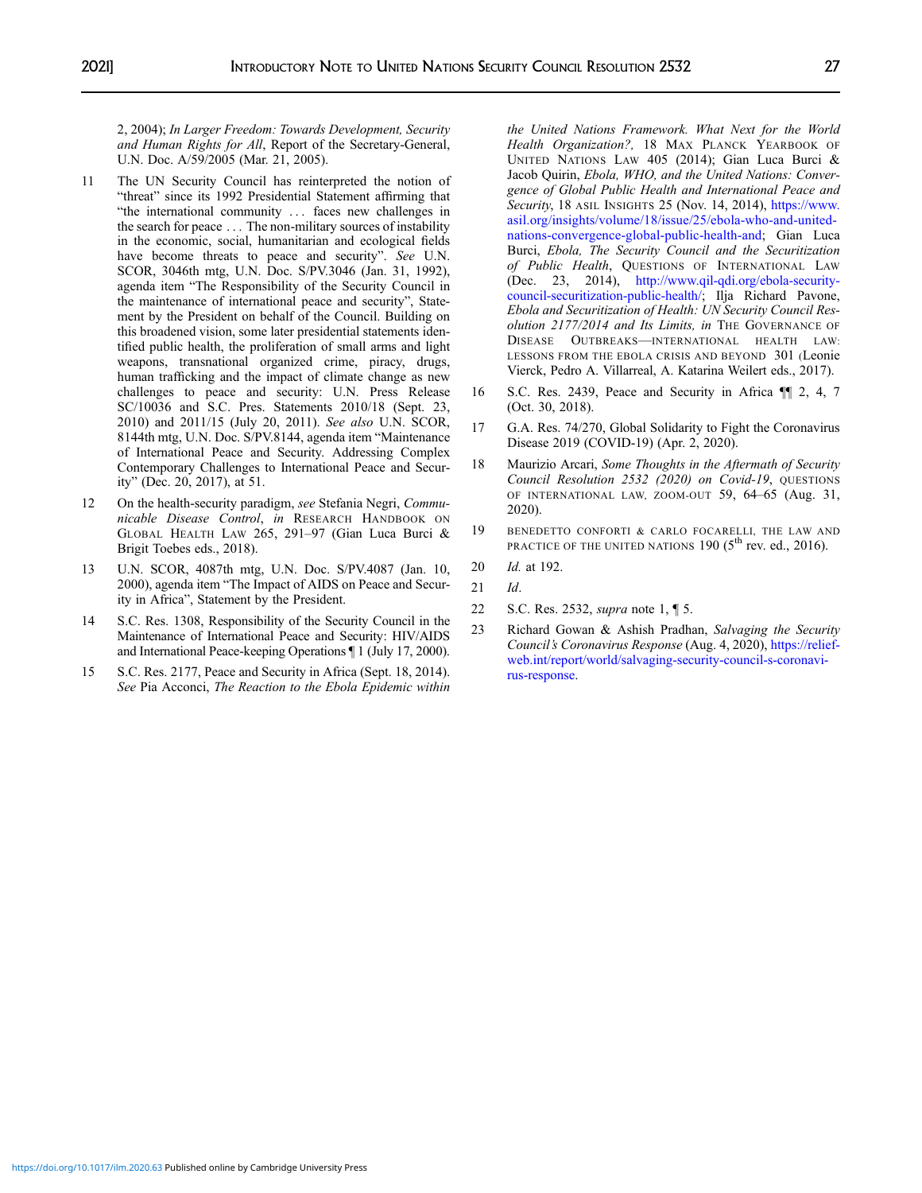2, 2004); *In Larger Freedom: Towards Development, Security and Human Rights for All*, Report of the Secretary-General, U.N. Doc. A/59/2005 (Mar. 21, 2005).

11 The UN Security Council has reinterpreted the notion of "threat" since its 1992 Presidential Statement affirming that "the international community . . . faces new challenges in the search for peace . . . The non-military sources of instability in the economic, social, humanitarian and ecological fields have become threats to peace and security". *See* U.N. SCOR, 3046th mtg, U.N. Doc. S/PV.3046 (Jan. 31, 1992), agenda item "The Responsibility of the Security Council in the maintenance of international peace and security", Statement by the President on behalf of the Council. Building on this broadened vision, some later presidential statements identified public health, the proliferation of small arms and light weapons, transnational organized crime, piracy, drugs, human trafficking and the impact of climate change as new challenges to peace and security: U.N. Press Release SC/10036 and S.C. Pres. Statements 2010/18 (Sept. 23, 2010) and 2011/15 (July 20, 2011). *See also* U.N. SCOR, 8144th mtg, U.N. Doc. S/PV.8144, agenda item "Maintenance of International Peace and Security. Addressing Complex Contemporary Challenges to International Peace and Security" (Dec. 20, 2017), at 51.

12 On the health-security paradigm, *see* Stefania Negri, *Communicable Disease Control*, *in* Research Handbook on Global Health Law 265, 291–97 (Gian Luca Burci & Brigit Toebes eds., 2018).

13 U.N. SCOR, 4087th mtg, U.N. Doc. S/PV.4087 (Jan. 10, 2000), agenda item "The Impact of AIDS on Peace and Security in Africa", Statement by the President.

14 S.C. Res. 1308, Responsibility of the Security Council in the Maintenance of International Peace and Security: HIV/AIDS and International Peace-keeping Operations ¶ 1 (July 17, 2000).

15 S.C. Res. 2177, Peace and Security in Africa (Sept. 18, 2014). *See* Pia Acconci, *The Reaction to the Ebola Epidemic within the United Nations Framework. What Next for the World Health Organization?,* 18 Max Planck Yearbook of United Nations Law 405 (2014); Gian Luca Burci & Jacob Quirin, *Ebola, WHO, and the United Nations: Convergence of Global Public Health and International Peace and Security*, 18 ASIL Insights 25 (Nov. 14, 2014), https://www.asil.org/insights/volume/18/issue/25/ebola-who-and-united-nations-convergence-global-public-health-and; Gian Luca Burci, *Ebola, The Security Council and the Securitization of Public Health*, Questions of International Law (Dec. 23, 2014), http://www.qil-qdi.org/ebola-security-council-securitization-public-health/; Ilja Richard Pavone, *Ebola and Securitization of Health: UN Security Council Resolution 2177/2014 and Its Limits, in* The Governance of Disease Outbreaks—International Health Law: Lessons from the Ebola Crisis and Beyond 301 (Leonie Vierck, Pedro A. Villarreal, A. Katarina Weilert eds., 2017).

16 S.C. Res. 2439, Peace and Security in Africa ¶¶ 2, 4, 7 (Oct. 30, 2018).

17 G.A. Res. 74/270, Global Solidarity to Fight the Coronavirus Disease 2019 (COVID-19) (Apr. 2, 2020).

18 Maurizio Arcari, *Some Thoughts in the Aftermath of Security Council Resolution 2532 (2020) on Covid-19*, Questions of International Law, Zoom-out 59, 64–65 (Aug. 31, 2020).

19 Benedetto Conforti & Carlo Focarelli, The Law and Practice of the United Nations 190 (5th rev. ed., 2016).

20 *Id.* at 192.

21 *Id*.

22 S.C. Res. 2532, *supra* note 1, ¶ 5.

23 Richard Gowan & Ashish Pradhan, *Salvaging the Security Council's Coronavirus Response* (Aug. 4, 2020), https://reliefweb.int/report/world/salvaging-security-council-s-coronavirus-response.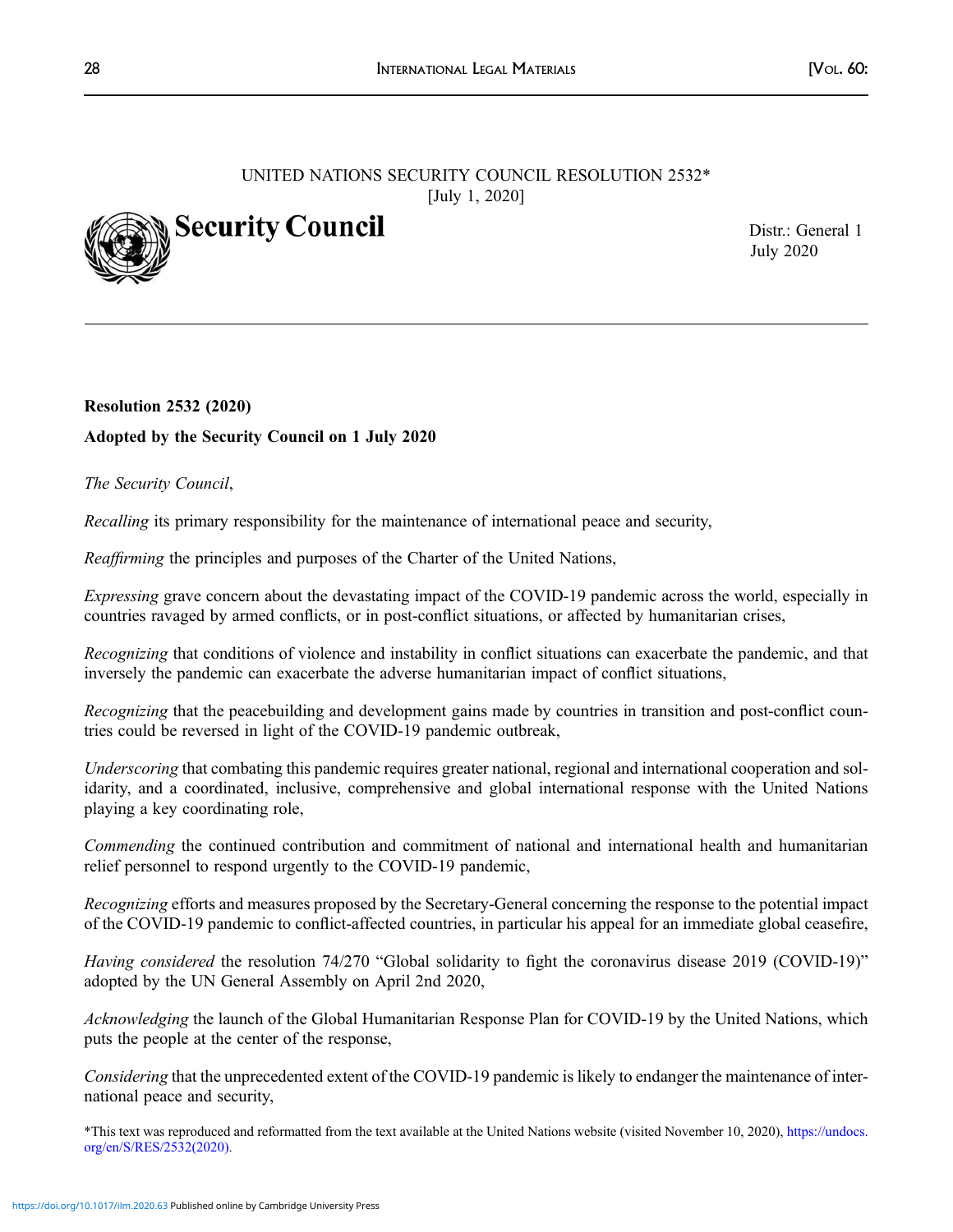UNITED NATIONS SECURITY COUNCIL RESOLUTION 2532*
[July 1, 2020]

**Security Council**

Distr.: General 1 July 2020

**Resolution 2532 (2020)**

**Adopted by the Security Council on 1 July 2020**

*The Security Council*,

*Recalling* its primary responsibility for the maintenance of international peace and security,

*Reaffirming* the principles and purposes of the Charter of the United Nations,

*Expressing* grave concern about the devastating impact of the COVID-19 pandemic across the world, especially in countries ravaged by armed conflicts, or in post-conflict situations, or affected by humanitarian crises,

*Recognizing* that conditions of violence and instability in conflict situations can exacerbate the pandemic, and that inversely the pandemic can exacerbate the adverse humanitarian impact of conflict situations,

*Recognizing* that the peacebuilding and development gains made by countries in transition and post-conflict countries could be reversed in light of the COVID-19 pandemic outbreak,

*Underscoring* that combating this pandemic requires greater national, regional and international cooperation and solidarity, and a coordinated, inclusive, comprehensive and global international response with the United Nations playing a key coordinating role,

*Commending* the continued contribution and commitment of national and international health and humanitarian relief personnel to respond urgently to the COVID-19 pandemic,

*Recognizing* efforts and measures proposed by the Secretary-General concerning the response to the potential impact of the COVID-19 pandemic to conflict-affected countries, in particular his appeal for an immediate global ceasefire,

*Having considered* the resolution 74/270 "Global solidarity to fight the coronavirus disease 2019 (COVID-19)" adopted by the UN General Assembly on April 2nd 2020,

*Acknowledging* the launch of the Global Humanitarian Response Plan for COVID-19 by the United Nations, which puts the people at the center of the response,

*Considering* that the unprecedented extent of the COVID-19 pandemic is likely to endanger the maintenance of international peace and security,

*This text was reproduced and reformatted from the text available at the United Nations website (visited November 10, 2020), https://undocs.org/en/S/RES/2532(2020).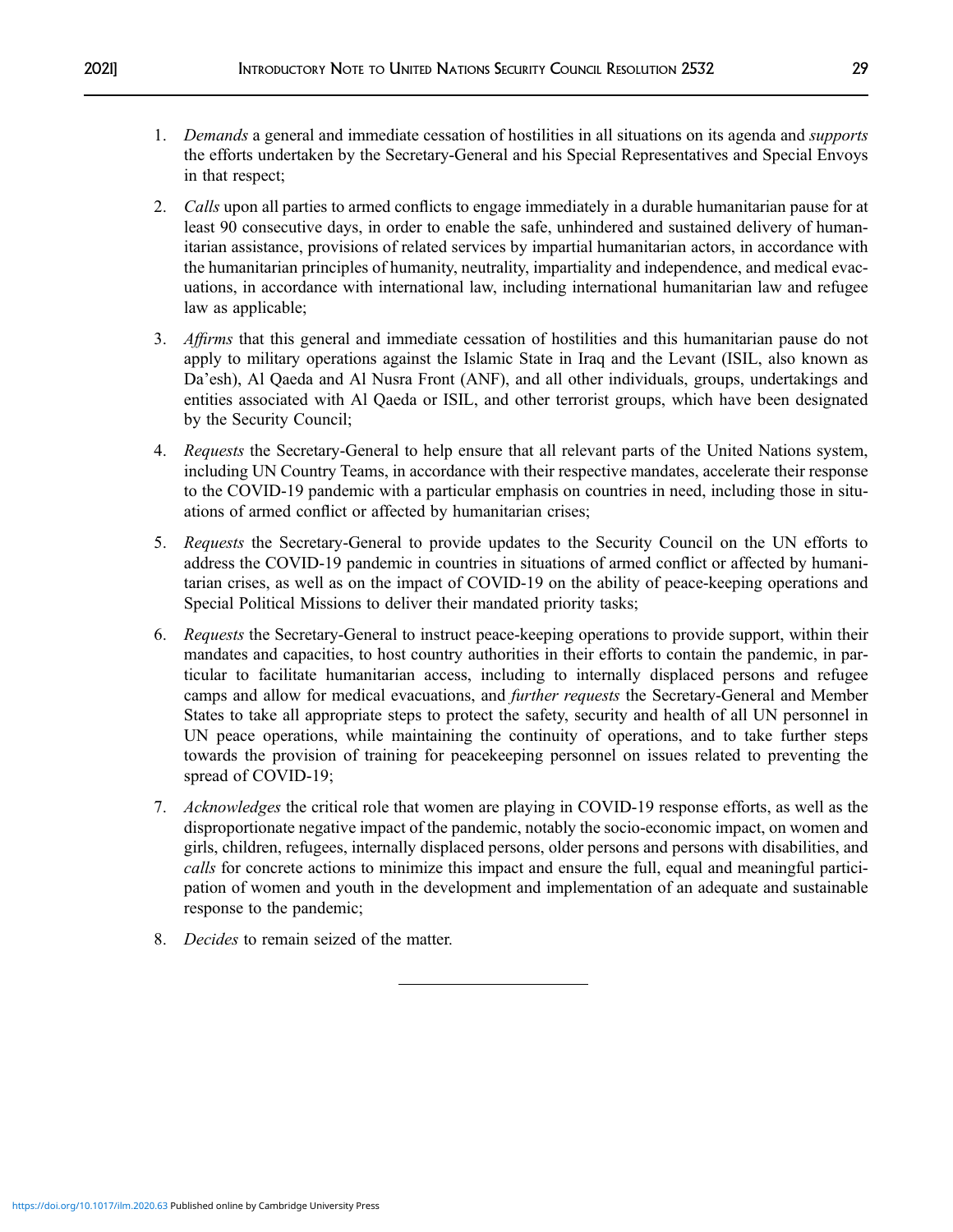1. *Demands* a general and immediate cessation of hostilities in all situations on its agenda and *supports* the efforts undertaken by the Secretary-General and his Special Representatives and Special Envoys in that respect;

2. *Calls* upon all parties to armed conflicts to engage immediately in a durable humanitarian pause for at least 90 consecutive days, in order to enable the safe, unhindered and sustained delivery of humanitarian assistance, provisions of related services by impartial humanitarian actors, in accordance with the humanitarian principles of humanity, neutrality, impartiality and independence, and medical evacuations, in accordance with international law, including international humanitarian law and refugee law as applicable;

3. *Affirms* that this general and immediate cessation of hostilities and this humanitarian pause do not apply to military operations against the Islamic State in Iraq and the Levant (ISIL, also known as Da'esh), Al Qaeda and Al Nusra Front (ANF), and all other individuals, groups, undertakings and entities associated with Al Qaeda or ISIL, and other terrorist groups, which have been designated by the Security Council;

4. *Requests* the Secretary-General to help ensure that all relevant parts of the United Nations system, including UN Country Teams, in accordance with their respective mandates, accelerate their response to the COVID-19 pandemic with a particular emphasis on countries in need, including those in situations of armed conflict or affected by humanitarian crises;

5. *Requests* the Secretary-General to provide updates to the Security Council on the UN efforts to address the COVID-19 pandemic in countries in situations of armed conflict or affected by humanitarian crises, as well as on the impact of COVID-19 on the ability of peace-keeping operations and Special Political Missions to deliver their mandated priority tasks;

6. *Requests* the Secretary-General to instruct peace-keeping operations to provide support, within their mandates and capacities, to host country authorities in their efforts to contain the pandemic, in particular to facilitate humanitarian access, including to internally displaced persons and refugee camps and allow for medical evacuations, and *further requests* the Secretary-General and Member States to take all appropriate steps to protect the safety, security and health of all UN personnel in UN peace operations, while maintaining the continuity of operations, and to take further steps towards the provision of training for peacekeeping personnel on issues related to preventing the spread of COVID-19;

7. *Acknowledges* the critical role that women are playing in COVID-19 response efforts, as well as the disproportionate negative impact of the pandemic, notably the socio-economic impact, on women and girls, children, refugees, internally displaced persons, older persons and persons with disabilities, and *calls* for concrete actions to minimize this impact and ensure the full, equal and meaningful participation of women and youth in the development and implementation of an adequate and sustainable response to the pandemic;

8. *Decides* to remain seized of the matter.